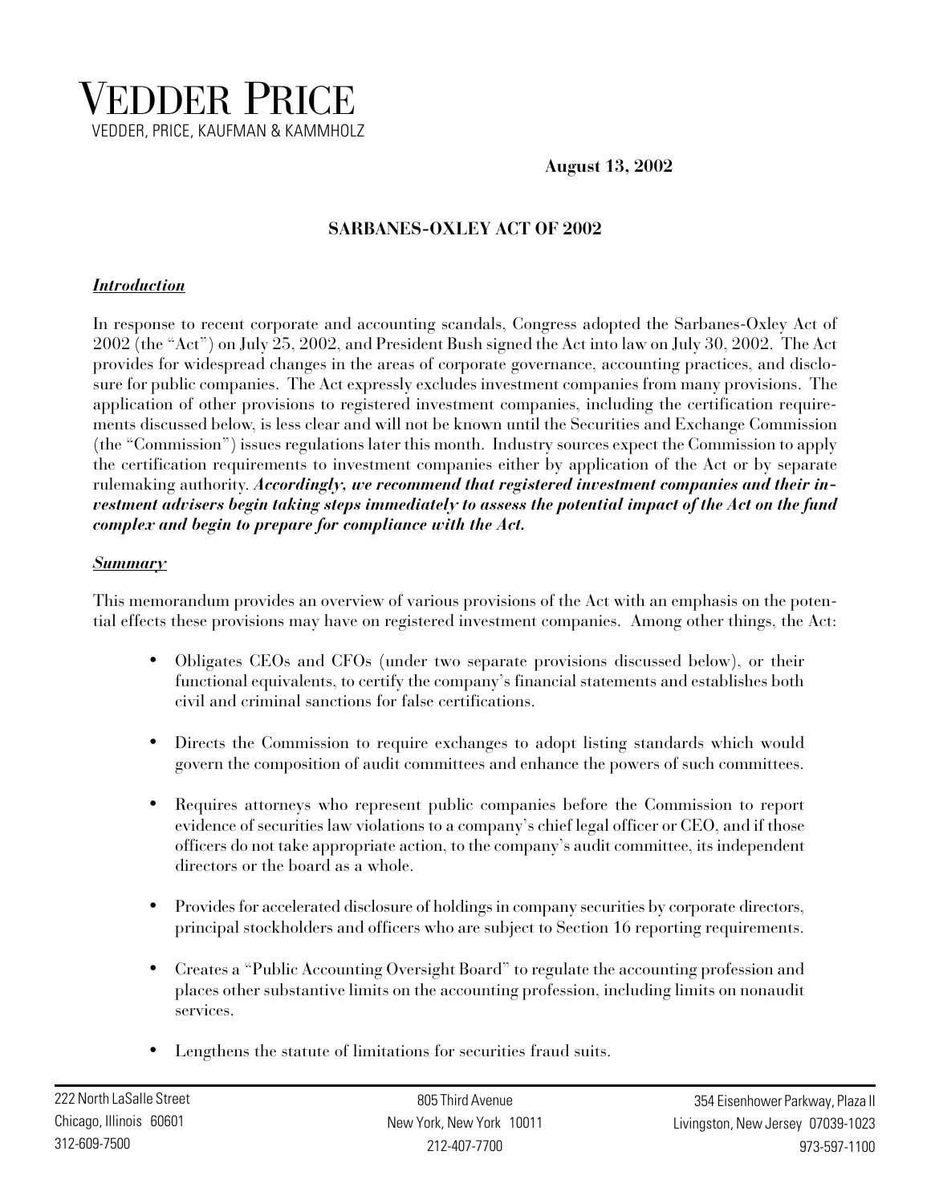# VEDDER PRICE

VEDDER, PRICE, KAUFMAN & KAMMHOLZ

**August 13, 2002**

## SARBANES-OXLEY ACT OF 2002

***Introduction***

In response to recent corporate and accounting scandals, Congress adopted the Sarbanes-Oxley Act of 2002 (the "Act") on July 25, 2002, and President Bush signed the Act into law on July 30, 2002. The Act provides for widespread changes in the areas of corporate governance, accounting practices, and disclosure for public companies. The Act expressly excludes investment companies from many provisions. The application of other provisions to registered investment companies, including the certification requirements discussed below, is less clear and will not be known until the Securities and Exchange Commission (the "Commission") issues regulations later this month. Industry sources expect the Commission to apply the certification requirements to investment companies either by application of the Act or by separate rulemaking authority. ***Accordingly, we recommend that registered investment companies and their investment advisers begin taking steps immediately to assess the potential impact of the Act on the fund complex and begin to prepare for compliance with the Act.***

***Summary***

This memorandum provides an overview of various provisions of the Act with an emphasis on the potential effects these provisions may have on registered investment companies. Among other things, the Act:

- Obligates CEOs and CFOs (under two separate provisions discussed below), or their functional equivalents, to certify the company's financial statements and establishes both civil and criminal sanctions for false certifications.
- Directs the Commission to require exchanges to adopt listing standards which would govern the composition of audit committees and enhance the powers of such committees.
- Requires attorneys who represent public companies before the Commission to report evidence of securities law violations to a company's chief legal officer or CEO, and if those officers do not take appropriate action, to the company's audit committee, its independent directors or the board as a whole.
- Provides for accelerated disclosure of holdings in company securities by corporate directors, principal stockholders and officers who are subject to Section 16 reporting requirements.
- Creates a "Public Accounting Oversight Board" to regulate the accounting profession and places other substantive limits on the accounting profession, including limits on nonaudit services.
- Lengthens the statute of limitations for securities fraud suits.

222 North LaSalle Street
Chicago, Illinois 60601
312-609-7500

805 Third Avenue
New York, New York 10011
212-407-7700

354 Eisenhower Parkway, Plaza II
Livingston, New Jersey 07039-1023
973-597-1100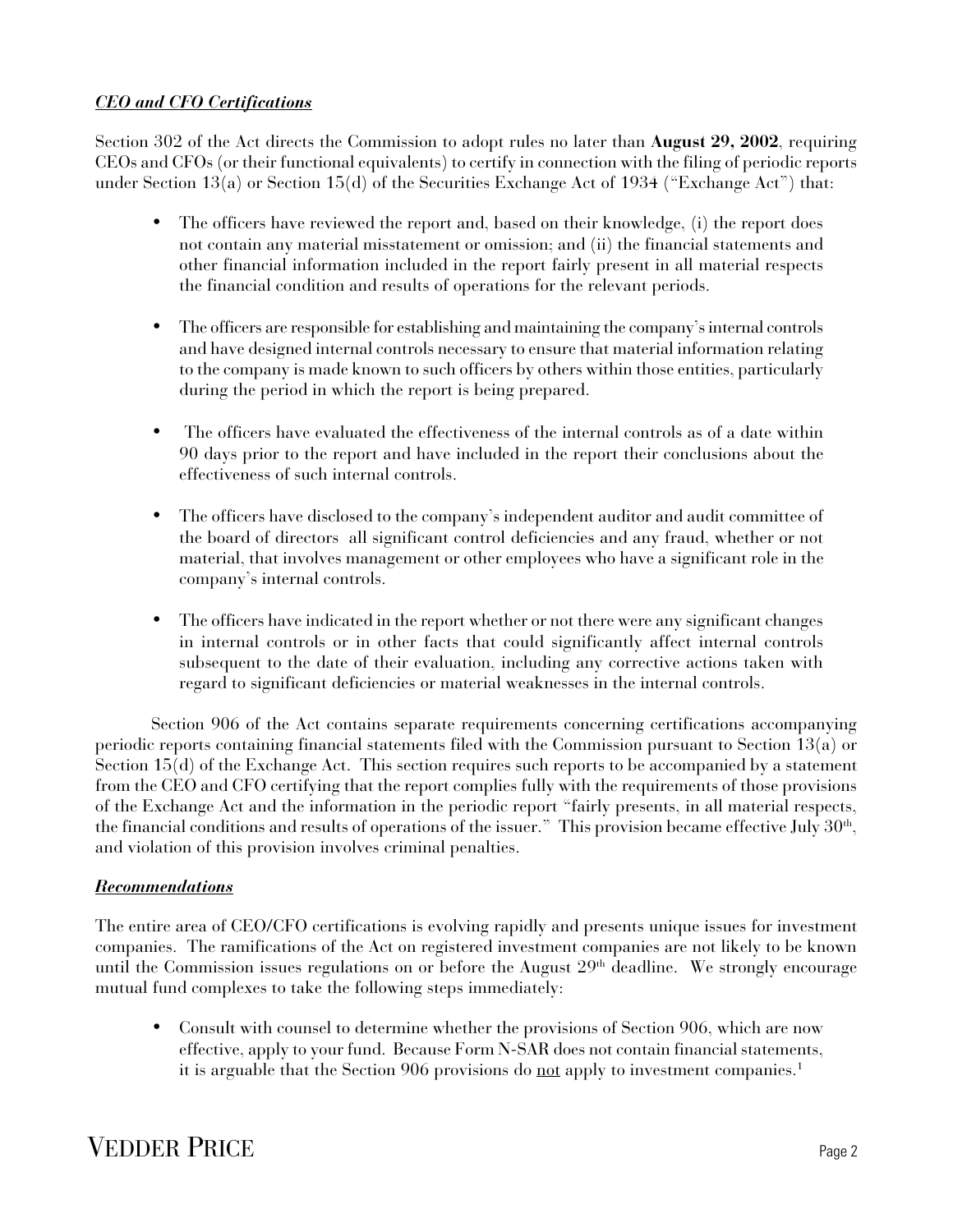### ***CEO and CFO Certifications***

Section 302 of the Act directs the Commission to adopt rules no later than **August 29, 2002**, requiring CEOs and CFOs (or their functional equivalents) to certify in connection with the filing of periodic reports under Section 13(a) or Section 15(d) of the Securities Exchange Act of 1934 ("Exchange Act") that:

- The officers have reviewed the report and, based on their knowledge, (i) the report does not contain any material misstatement or omission; and (ii) the financial statements and other financial information included in the report fairly present in all material respects the financial condition and results of operations for the relevant periods.

- The officers are responsible for establishing and maintaining the company's internal controls and have designed internal controls necessary to ensure that material information relating to the company is made known to such officers by others within those entities, particularly during the period in which the report is being prepared.

- The officers have evaluated the effectiveness of the internal controls as of a date within 90 days prior to the report and have included in the report their conclusions about the effectiveness of such internal controls.

- The officers have disclosed to the company's independent auditor and audit committee of the board of directors all significant control deficiencies and any fraud, whether or not material, that involves management or other employees who have a significant role in the company's internal controls.

- The officers have indicated in the report whether or not there were any significant changes in internal controls or in other facts that could significantly affect internal controls subsequent to the date of their evaluation, including any corrective actions taken with regard to significant deficiencies or material weaknesses in the internal controls.

Section 906 of the Act contains separate requirements concerning certifications accompanying periodic reports containing financial statements filed with the Commission pursuant to Section 13(a) or Section 15(d) of the Exchange Act. This section requires such reports to be accompanied by a statement from the CEO and CFO certifying that the report complies fully with the requirements of those provisions of the Exchange Act and the information in the periodic report "fairly presents, in all material respects, the financial conditions and results of operations of the issuer." This provision became effective July 30th, and violation of this provision involves criminal penalties.

### ***Recommendations***

The entire area of CEO/CFO certifications is evolving rapidly and presents unique issues for investment companies. The ramifications of the Act on registered investment companies are not likely to be known until the Commission issues regulations on or before the August 29th deadline. We strongly encourage mutual fund complexes to take the following steps immediately:

- Consult with counsel to determine whether the provisions of Section 906, which are now effective, apply to your fund. Because Form N-SAR does not contain financial statements, it is arguable that the Section 906 provisions do <u>not</u> apply to investment companies.[1]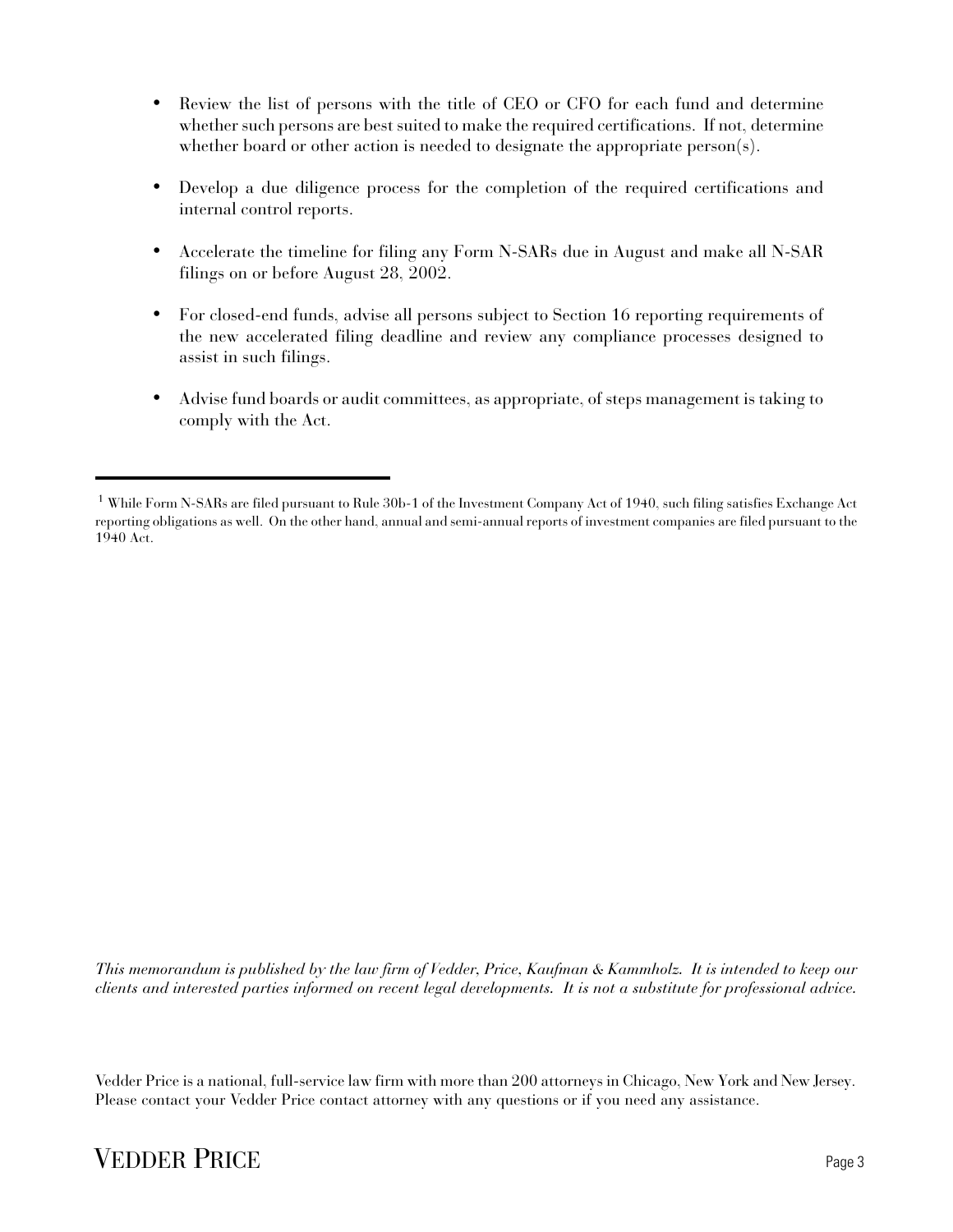- Review the list of persons with the title of CEO or CFO for each fund and determine whether such persons are best suited to make the required certifications. If not, determine whether board or other action is needed to designate the appropriate person(s).

- Develop a due diligence process for the completion of the required certifications and internal control reports.

- Accelerate the timeline for filing any Form N-SARs due in August and make all N-SAR filings on or before August 28, 2002.

- For closed-end funds, advise all persons subject to Section 16 reporting requirements of the new accelerated filing deadline and review any compliance processes designed to assist in such filings.

- Advise fund boards or audit committees, as appropriate, of steps management is taking to comply with the Act.

---

[1] While Form N-SARs are filed pursuant to Rule 30b-1 of the Investment Company Act of 1940, such filing satisfies Exchange Act reporting obligations as well. On the other hand, annual and semi-annual reports of investment companies are filed pursuant to the 1940 Act.

*This memorandum is published by the law firm of Vedder, Price, Kaufman & Kammholz. It is intended to keep our clients and interested parties informed on recent legal developments. It is not a substitute for professional advice.*

Vedder Price is a national, full-service law firm with more than 200 attorneys in Chicago, New York and New Jersey. Please contact your Vedder Price contact attorney with any questions or if you need any assistance.

VEDDER PRICE